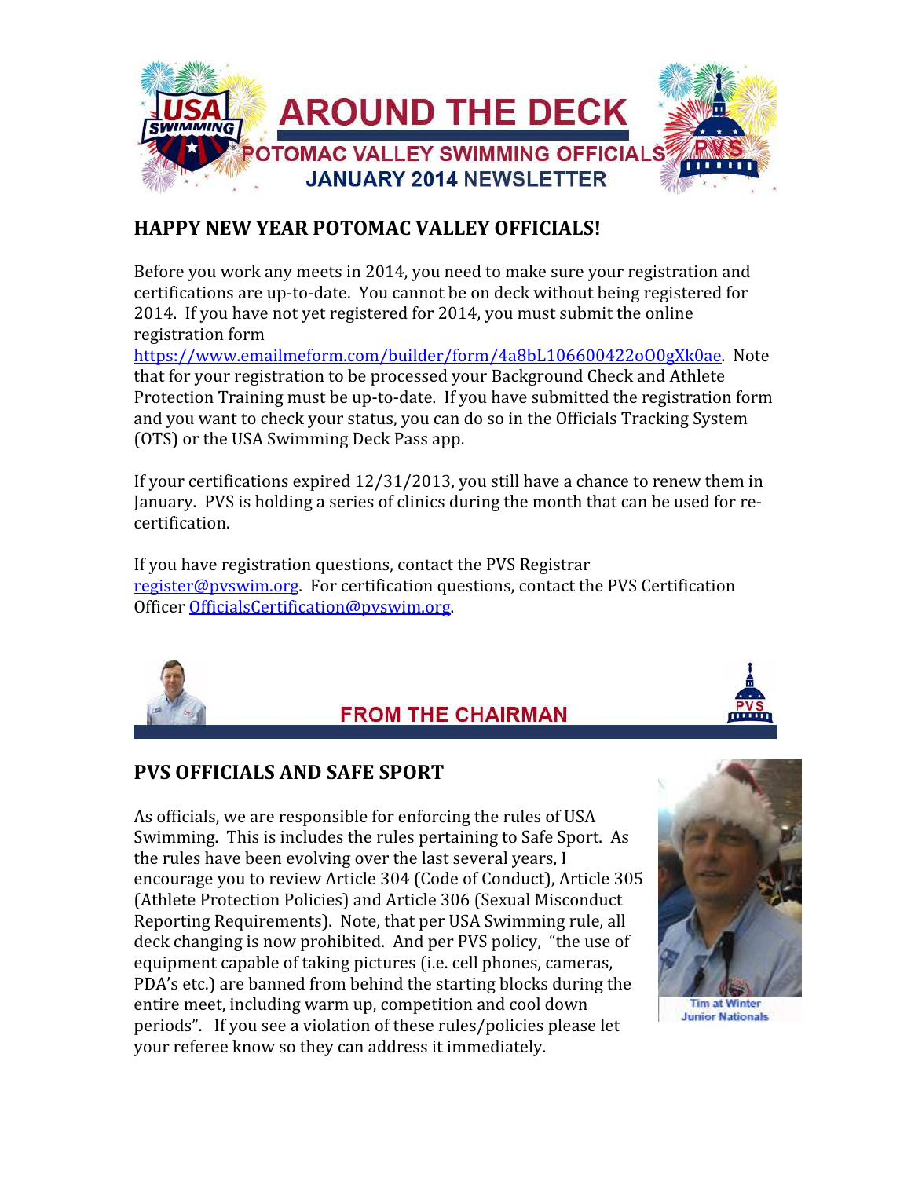# AROUND THE DECK

## POTOMAC VALLEY SWIMMING OFFICIALS

### JANUARY 2014 NEWSLETTER

## HAPPY NEW YEAR POTOMAC VALLEY OFFICIALS!

Before you work any meets in 2014, you need to make sure your registration and certifications are up-to-date. You cannot be on deck without being registered for 2014. If you have not yet registered for 2014, you must submit the online registration form https://www.emailmeform.com/builder/form/4a8bL106600422oO0gXk0ae. Note that for your registration to be processed your Background Check and Athlete Protection Training must be up-to-date. If you have submitted the registration form and you want to check your status, you can do so in the Officials Tracking System (OTS) or the USA Swimming Deck Pass app.

If your certifications expired 12/31/2013, you still have a chance to renew them in January. PVS is holding a series of clinics during the month that can be used for re-certification.

If you have registration questions, contact the PVS Registrar register@pvswim.org. For certification questions, contact the PVS Certification Officer OfficialsCertification@pvswim.org.

## FROM THE CHAIRMAN

## PVS OFFICIALS AND SAFE SPORT

As officials, we are responsible for enforcing the rules of USA Swimming. This is includes the rules pertaining to Safe Sport. As the rules have been evolving over the last several years, I encourage you to review Article 304 (Code of Conduct), Article 305 (Athlete Protection Policies) and Article 306 (Sexual Misconduct Reporting Requirements). Note, that per USA Swimming rule, all deck changing is now prohibited. And per PVS policy, "the use of equipment capable of taking pictures (i.e. cell phones, cameras, PDA's etc.) are banned from behind the starting blocks during the entire meet, including warm up, competition and cool down periods". If you see a violation of these rules/policies please let your referee know so they can address it immediately.

Tim at Winter Junior Nationals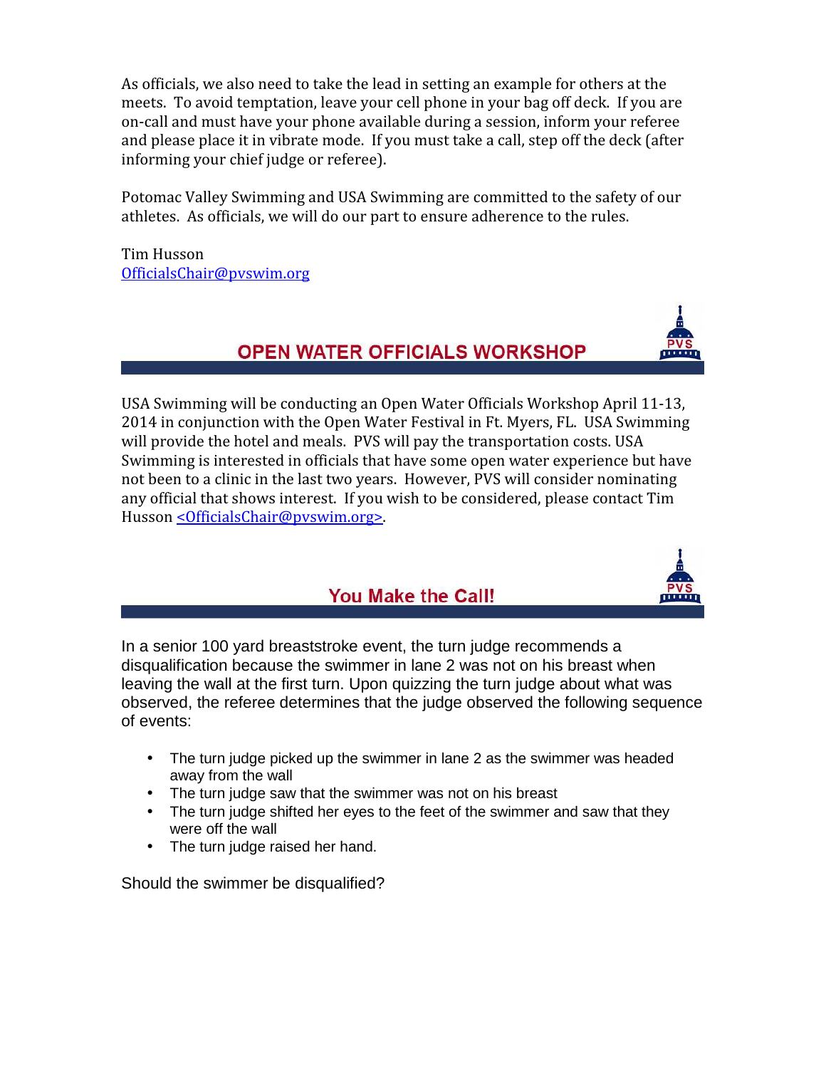As officials, we also need to take the lead in setting an example for others at the meets. To avoid temptation, leave your cell phone in your bag off deck. If you are on-call and must have your phone available during a session, inform your referee and please place it in vibrate mode. If you must take a call, step off the deck (after informing your chief judge or referee).

Potomac Valley Swimming and USA Swimming are committed to the safety of our athletes. As officials, we will do our part to ensure adherence to the rules.

Tim Husson
OfficialsChair@pvswim.org

## OPEN WATER OFFICIALS WORKSHOP

USA Swimming will be conducting an Open Water Officials Workshop April 11-13, 2014 in conjunction with the Open Water Festival in Ft. Myers, FL. USA Swimming will provide the hotel and meals. PVS will pay the transportation costs. USA Swimming is interested in officials that have some open water experience but have not been to a clinic in the last two years. However, PVS will consider nominating any official that shows interest. If you wish to be considered, please contact Tim Husson <OfficialsChair@pvswim.org>.

## You Make the Call!

In a senior 100 yard breaststroke event, the turn judge recommends a disqualification because the swimmer in lane 2 was not on his breast when leaving the wall at the first turn. Upon quizzing the turn judge about what was observed, the referee determines that the judge observed the following sequence of events:

- The turn judge picked up the swimmer in lane 2 as the swimmer was headed away from the wall
- The turn judge saw that the swimmer was not on his breast
- The turn judge shifted her eyes to the feet of the swimmer and saw that they were off the wall
- The turn judge raised her hand.

Should the swimmer be disqualified?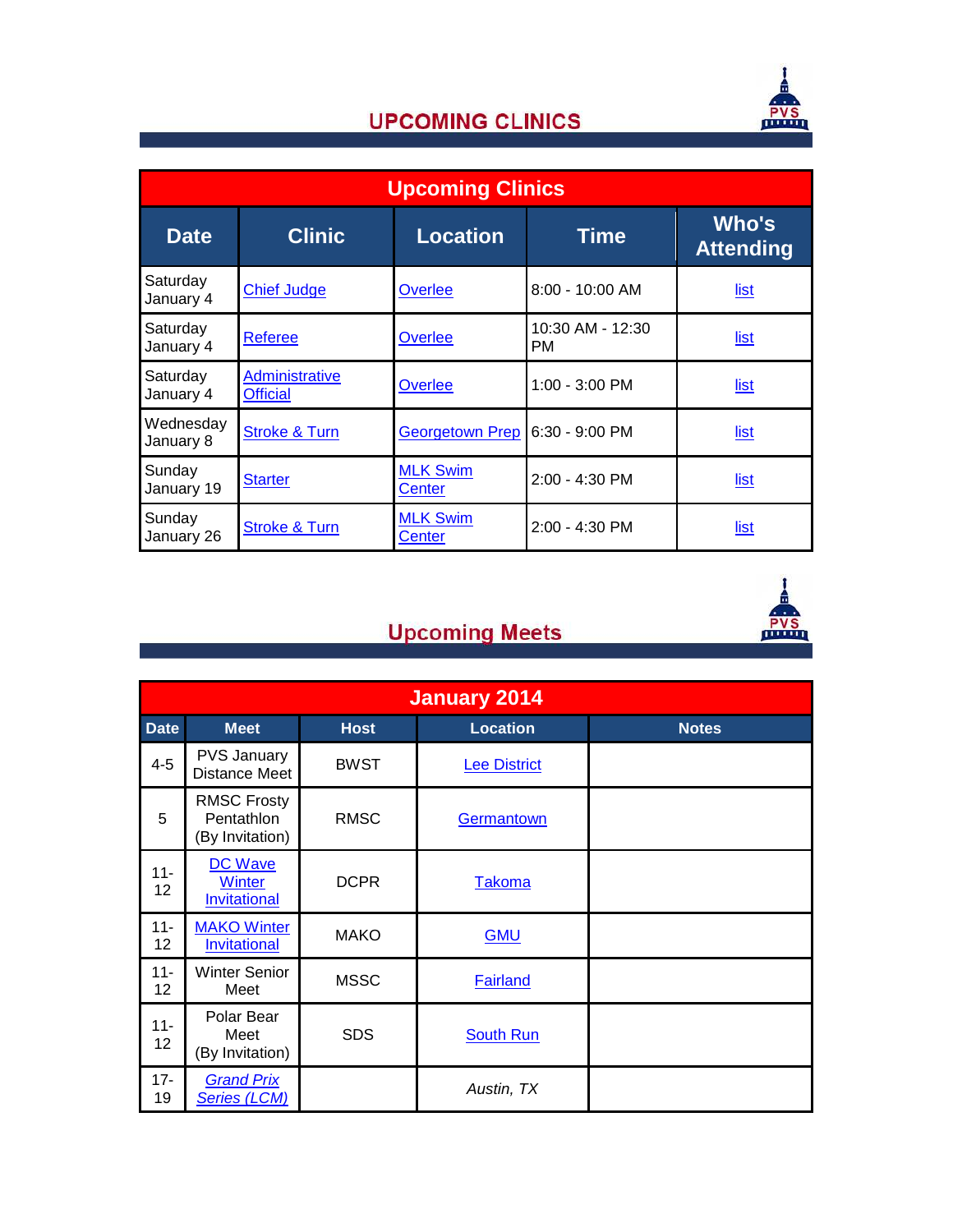## UPCOMING CLINICS

| Upcoming Clinics | | | | |
|---|---|---|---|---|
| **Date** | **Clinic** | **Location** | **Time** | **Who's Attending** |
| Saturday January 4 | Chief Judge | Overlee | 8:00 - 10:00 AM | list |
| Saturday January 4 | Referee | Overlee | 10:30 AM - 12:30 PM | list |
| Saturday January 4 | Administrative Official | Overlee | 1:00 - 3:00 PM | list |
| Wednesday January 8 | Stroke & Turn | Georgetown Prep | 6:30 - 9:00 PM | list |
| Sunday January 19 | Starter | MLK Swim Center | 2:00 - 4:30 PM | list |
| Sunday January 26 | Stroke & Turn | MLK Swim Center | 2:00 - 4:30 PM | list |

## Upcoming Meets

| January 2014 | | | | |
|---|---|---|---|---|
| **Date** | **Meet** | **Host** | **Location** | **Notes** |
| 4-5 | PVS January Distance Meet | BWST | Lee District | |
| 5 | RMSC Frosty Pentathlon (By Invitation) | RMSC | Germantown | |
| 11-12 | DC Wave Winter Invitational | DCPR | Takoma | |
| 11-12 | MAKO Winter Invitational | MAKO | GMU | |
| 11-12 | Winter Senior Meet | MSSC | Fairland | |
| 11-12 | Polar Bear Meet (By Invitation) | SDS | South Run | |
| 17-19 | *Grand Prix Series (LCM)* | | *Austin, TX* | |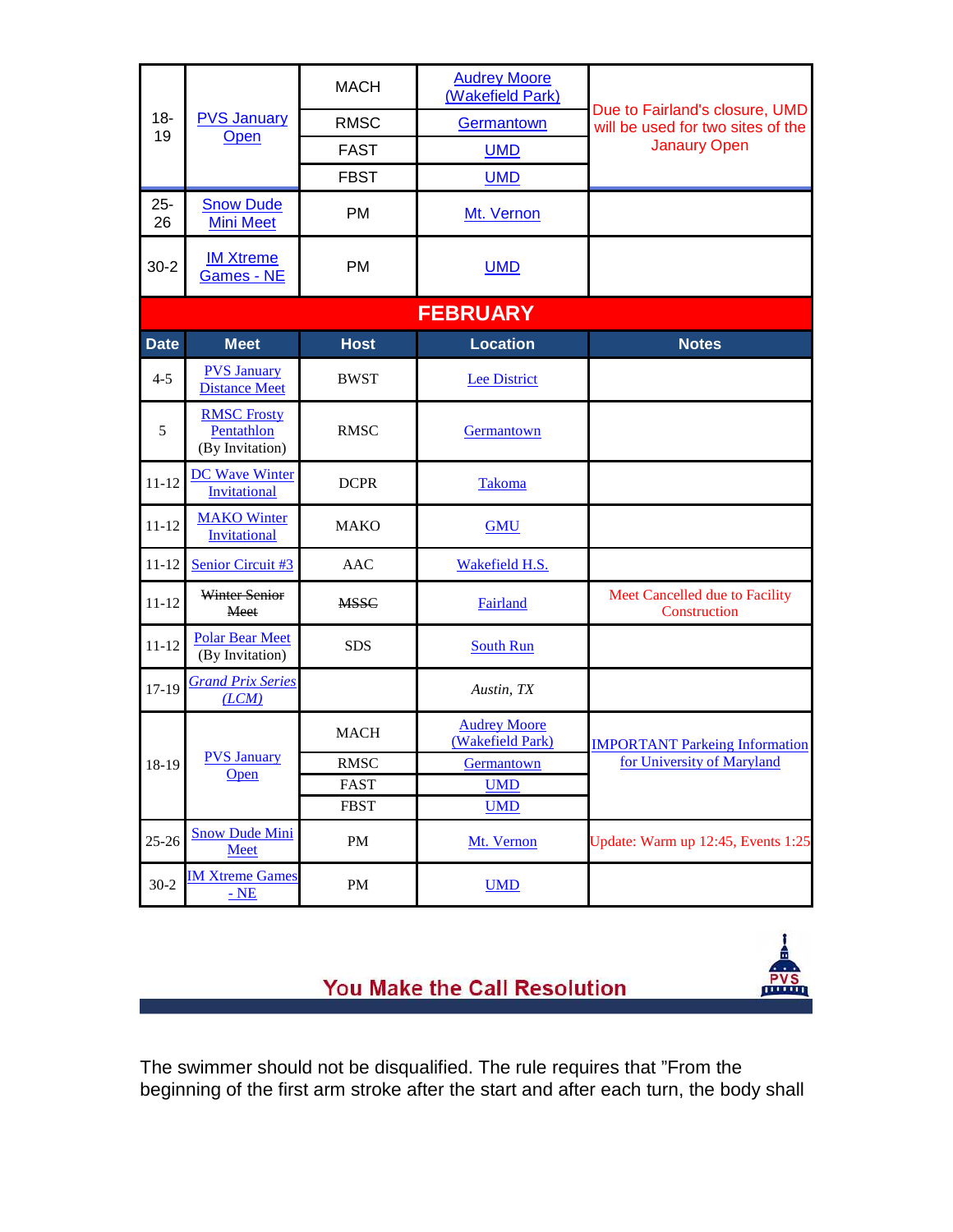| Date | Meet | Host | Location | Notes |
|---|---|---|---|---|
| 18-19 | PVS January Open | MACH | Audrey Moore (Wakefield Park) | Due to Fairland's closure, UMD will be used for two sites of the Janaury Open |
| | | RMSC | Germantown | |
| | | FAST | UMD | |
| | | FBST | UMD | |
| 25-26 | Snow Dude Mini Meet | PM | Mt. Vernon | |
| 30-2 | IM Xtreme Games - NE | PM | UMD | |

## FEBRUARY

| Date | Meet | Host | Location | Notes |
|---|---|---|---|---|
| 4-5 | PVS January Distance Meet | BWST | Lee District | |
| 5 | RMSC Frosty Pentathlon (By Invitation) | RMSC | Germantown | |
| 11-12 | DC Wave Winter Invitational | DCPR | Takoma | |
| 11-12 | MAKO Winter Invitational | MAKO | GMU | |
| 11-12 | Senior Circuit #3 | AAC | Wakefield H.S. | |
| 11-12 | ~~Winter Senior Meet~~ | ~~MSSC~~ | Fairland | Meet Cancelled due to Facility Construction |
| 11-12 | Polar Bear Meet (By Invitation) | SDS | South Run | |
| 17-19 | *Grand Prix Series (LCM)* | | *Austin, TX* | |
| 18-19 | PVS January Open | MACH | Audrey Moore (Wakefield Park) | IMPORTANT Parkeing Information for University of Maryland |
| | | RMSC | Germantown | |
| | | FAST | UMD | |
| | | FBST | UMD | |
| 25-26 | Snow Dude Mini Meet | PM | Mt. Vernon | Update: Warm up 12:45, Events 1:25 |
| 30-2 | IM Xtreme Games - NE | PM | UMD | |

## You Make the Call Resolution

The swimmer should not be disqualified. The rule requires that "From the beginning of the first arm stroke after the start and after each turn, the body shall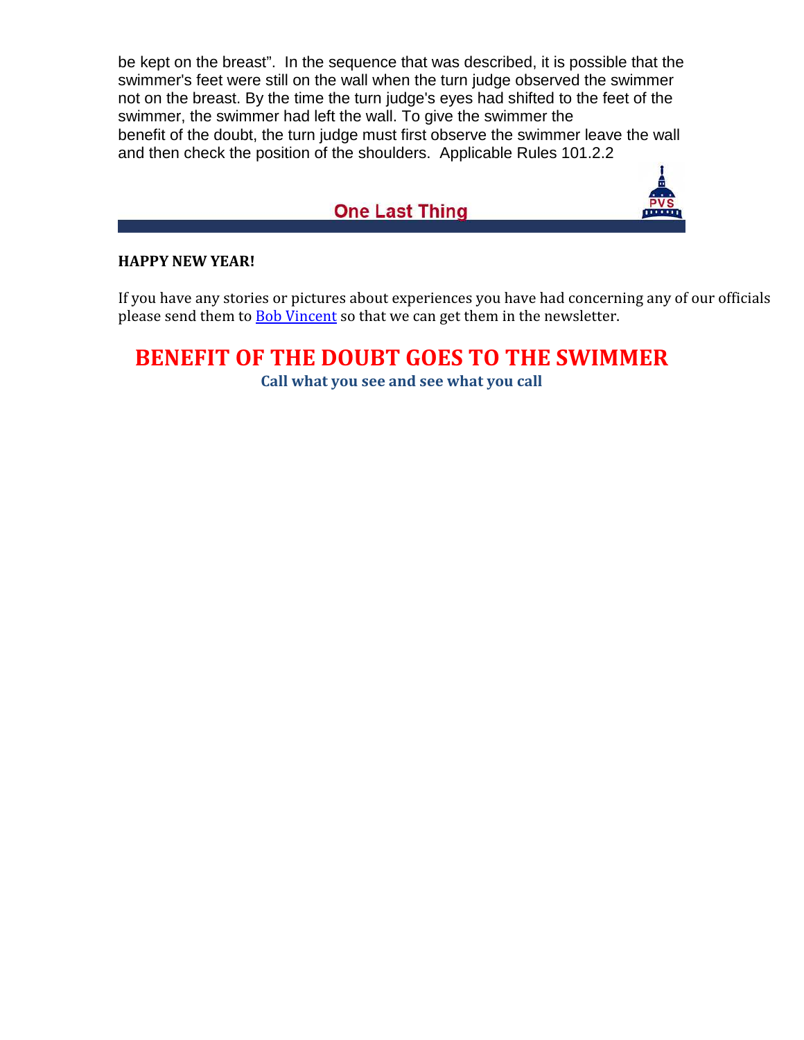be kept on the breast". In the sequence that was described, it is possible that the swimmer's feet were still on the wall when the turn judge observed the swimmer not on the breast. By the time the turn judge's eyes had shifted to the feet of the swimmer, the swimmer had left the wall. To give the swimmer the benefit of the doubt, the turn judge must first observe the swimmer leave the wall and then check the position of the shoulders. Applicable Rules 101.2.2

## One Last Thing

**HAPPY NEW YEAR!**

If you have any stories or pictures about experiences you have had concerning any of our officials please send them to Bob Vincent so that we can get them in the newsletter.

# BENEFIT OF THE DOUBT GOES TO THE SWIMMER

**Call what you see and see what you call**